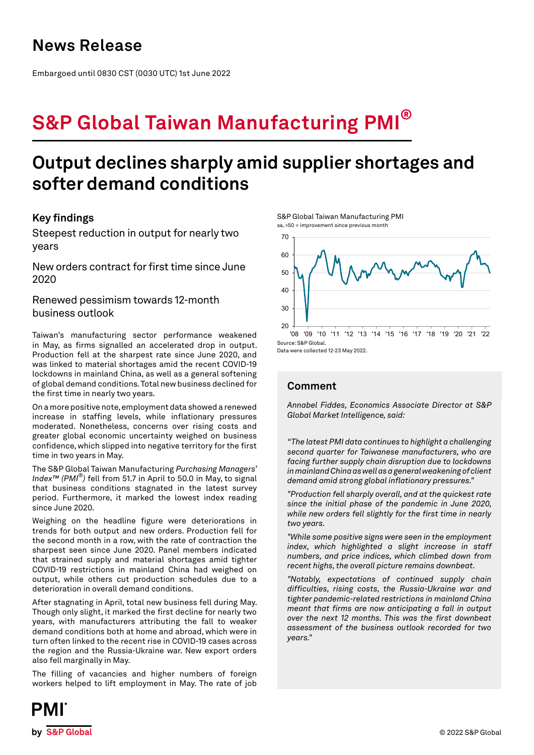# News Release

Embargoed until 0830 CST (0030 UTC) 1st June 2022

# S&P Global Taiwan Manufacturing PMI®

## Output declines sharply amid supplier shortages and softer demand conditions

### Key findings

Steepest reduction in output for nearly two years

New orders contract for first time since June 2020

Renewed pessimism towards 12-month business outlook

Taiwan's manufacturing sector performance weakened in May, as firms signalled an accelerated drop in output. Production fell at the sharpest rate since June 2020, and was linked to material shortages amid the recent COVID-19 lockdowns in mainland China, as well as a general softening of global demand conditions. Total new business declined for the first time in nearly two years.

On a more positive note, employment data showed a renewed increase in staffing levels, while inflationary pressures moderated. Nonetheless, concerns over rising costs and greater global economic uncertainty weighed on business confidence, which slipped into negative territory for the first time in two years in May.

The S&P Global Taiwan Manufacturing *Purchasing Managers' Index™ (PMI®)* fell from 51.7 in April to 50.0 in May, to signal that business conditions stagnated in the latest survey period. Furthermore, it marked the lowest index reading since June 2020.

Weighing on the headline figure were deteriorations in trends for both output and new orders. Production fell for the second month in a row, with the rate of contraction the sharpest seen since June 2020. Panel members indicated that strained supply and material shortages amid tighter COVID-19 restrictions in mainland China had weighed on output, while others cut production schedules due to a deterioration in overall demand conditions.

After stagnating in April, total new business fell during May. Though only slight, it marked the first decline for nearly two years, with manufacturers attributing the fall to weaker demand conditions both at home and abroad, which were in turn often linked to the recent rise in COVID-19 cases across the region and the Russia-Ukraine war. New export orders also fell marginally in May.

The filling of vacancies and higher numbers of foreign workers helped to lift employment in May. The rate of job

S&P Global Taiwan Manufacturing PMI
sa, >50 = improvement since previous month

Source: S&P Global.
Data were collected 12-23 May 2022.

### Comment

*Annabel Fiddes, Economics Associate Director at S&P Global Market Intelligence, said:*

*"The latest PMI data continues to highlight a challenging second quarter for Taiwanese manufacturers, who are facing further supply chain disruption due to lockdowns in mainland China as well as a general weakening of client demand amid strong global inflationary pressures."*

*"Production fell sharply overall, and at the quickest rate since the initial phase of the pandemic in June 2020, while new orders fell slightly for the first time in nearly two years.*

*"While some positive signs were seen in the employment index, which highlighted a slight increase in staff numbers, and price indices, which climbed down from recent highs, the overall picture remains downbeat.*

*"Notably, expectations of continued supply chain difficulties, rising costs, the Russia-Ukraine war and tighter pandemic-related restrictions in mainland China meant that firms are now anticipating a fall in output over the next 12 months. This was the first downbeat assessment of the business outlook recorded for two years."*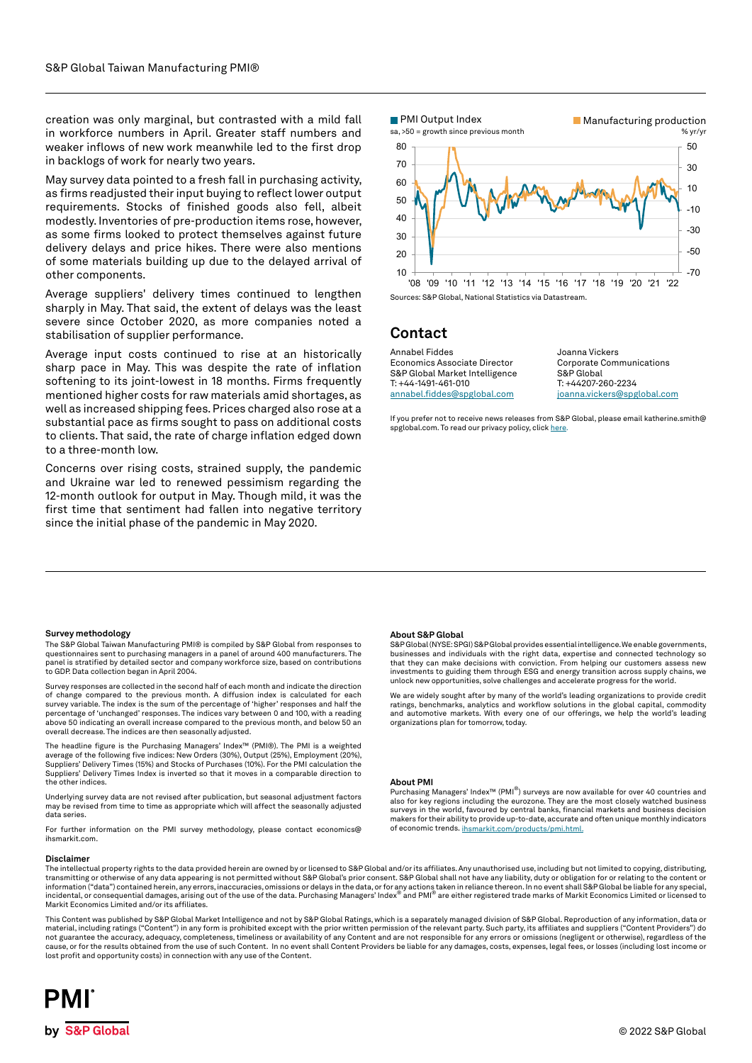creation was only marginal, but contrasted with a mild fall in workforce numbers in April. Greater staff numbers and weaker inflows of new work meanwhile led to the first drop in backlogs of work for nearly two years.

May survey data pointed to a fresh fall in purchasing activity, as firms readjusted their input buying to reflect lower output requirements. Stocks of finished goods also fell, albeit modestly. Inventories of pre-production items rose, however, as some firms looked to protect themselves against future delivery delays and price hikes. There were also mentions of some materials building up due to the delayed arrival of other components.

Average suppliers' delivery times continued to lengthen sharply in May. That said, the extent of delays was the least severe since October 2020, as more companies noted a stabilisation of supplier performance.

Average input costs continued to rise at an historically sharp pace in May. This was despite the rate of inflation softening to its joint-lowest in 18 months. Firms frequently mentioned higher costs for raw materials amid shortages, as well as increased shipping fees. Prices charged also rose at a substantial pace as firms sought to pass on additional costs to clients. That said, the rate of charge inflation edged down to a three-month low.

Concerns over rising costs, strained supply, the pandemic and Ukraine war led to renewed pessimism regarding the 12-month outlook for output in May. Though mild, it was the first time that sentiment had fallen into negative territory since the initial phase of the pandemic in May 2020.

PMI Output Index
sa, >50 = growth since previous month
Manufacturing production
% yr/yr
80
70
60
50
40
30
20
10
50
30
10
-10
-30
-50
-70
'08 '09 '10 '11 '12 '13 '14 '15 '16 '17 '18 '19 '20 '21 '22

Sources: S&P Global, National Statistics via Datastream.

## Contact

Annabel Fiddes
Economics Associate Director
S&P Global Market Intelligence
T: +44-1491-461-010
annabel.fiddes@spglobal.com

Joanna Vickers
Corporate Communications
S&P Global
T: +44207-260-2234
joanna.vickers@spglobal.com

If you prefer not to receive news releases from S&P Global, please email katherine.smith@spglobal.com. To read our privacy policy, click here.

### Survey methodology

The S&P Global Taiwan Manufacturing PMI® is compiled by S&P Global from responses to questionnaires sent to purchasing managers in a panel of around 400 manufacturers. The panel is stratified by detailed sector and company workforce size, based on contributions to GDP. Data collection began in April 2004.

Survey responses are collected in the second half of each month and indicate the direction of change compared to the previous month. A diffusion index is calculated for each survey variable. The index is the sum of the percentage of 'higher' responses and half the percentage of 'unchanged' responses. The indices vary between 0 and 100, with a reading above 50 indicating an overall increase compared to the previous month, and below 50 an overall decrease. The indices are then seasonally adjusted.

The headline figure is the Purchasing Managers' Index™ (PMI®). The PMI is a weighted average of the following five indices: New Orders (30%), Output (25%), Employment (20%), Suppliers' Delivery Times (15%) and Stocks of Purchases (10%). For the PMI calculation the Suppliers' Delivery Times Index is inverted so that it moves in a comparable direction to the other indices.

Underlying survey data are not revised after publication, but seasonal adjustment factors may be revised from time to time as appropriate which will affect the seasonally adjusted data series.

For further information on the PMI survey methodology, please contact economics@ihsmarkit.com.

### About S&P Global

S&P Global (NYSE: SPGI) S&P Global provides essential intelligence. We enable governments, businesses and individuals with the right data, expertise and connected technology so that they can make decisions with conviction. From helping our customers assess new investments to guiding them through ESG and energy transition across supply chains, we unlock new opportunities, solve challenges and accelerate progress for the world.

We are widely sought after by many of the world's leading organizations to provide credit ratings, benchmarks, analytics and workflow solutions in the global capital, commodity and automotive markets. With every one of our offerings, we help the world's leading organizations plan for tomorrow, today.

### About PMI

Purchasing Managers' Index™ (PMI®) surveys are now available for over 40 countries and also for key regions including the eurozone. They are the most closely watched business surveys in the world, favoured by central banks, financial markets and business decision makers for their ability to provide up-to-date, accurate and often unique monthly indicators of economic trends. ihsmarkit.com/products/pmi.html.

### Disclaimer

The intellectual property rights to the data provided herein are owned by or licensed to S&P Global and/or its affiliates. Any unauthorised use, including but not limited to copying, distributing, transmitting or otherwise of any data appearing is not permitted without S&P Global's prior consent. S&P Global shall not have any liability, duty or obligation for or relating to the content or information ("data") contained herein, any errors, inaccuracies, omissions or delays in the data, or for any actions taken in reliance thereon. In no event shall S&P Global be liable for any special, incidental, or consequential damages, arising out of the use of the data. Purchasing Managers' Index® and PMI® are either registered trade marks of Markit Economics Limited or licensed to Markit Economics Limited and/or its affiliates.

This Content was published by S&P Global Market Intelligence and not by S&P Global Ratings, which is a separately managed division of S&P Global. Reproduction of any information, data or material, including ratings ("Content") in any form is prohibited except with the prior written permission of the relevant party. Such party, its affiliates and suppliers ("Content Providers") do not guarantee the accuracy, adequacy, completeness, timeliness or availability of any Content and are not responsible for any errors or omissions (negligent or otherwise), regardless of the cause, or for the results obtained from the use of such Content. In no event shall Content Providers be liable for any damages, costs, expenses, legal fees, or losses (including lost income or lost profit and opportunity costs) in connection with any use of the Content.

PMI by S&P Global

© 2022 S&P Global